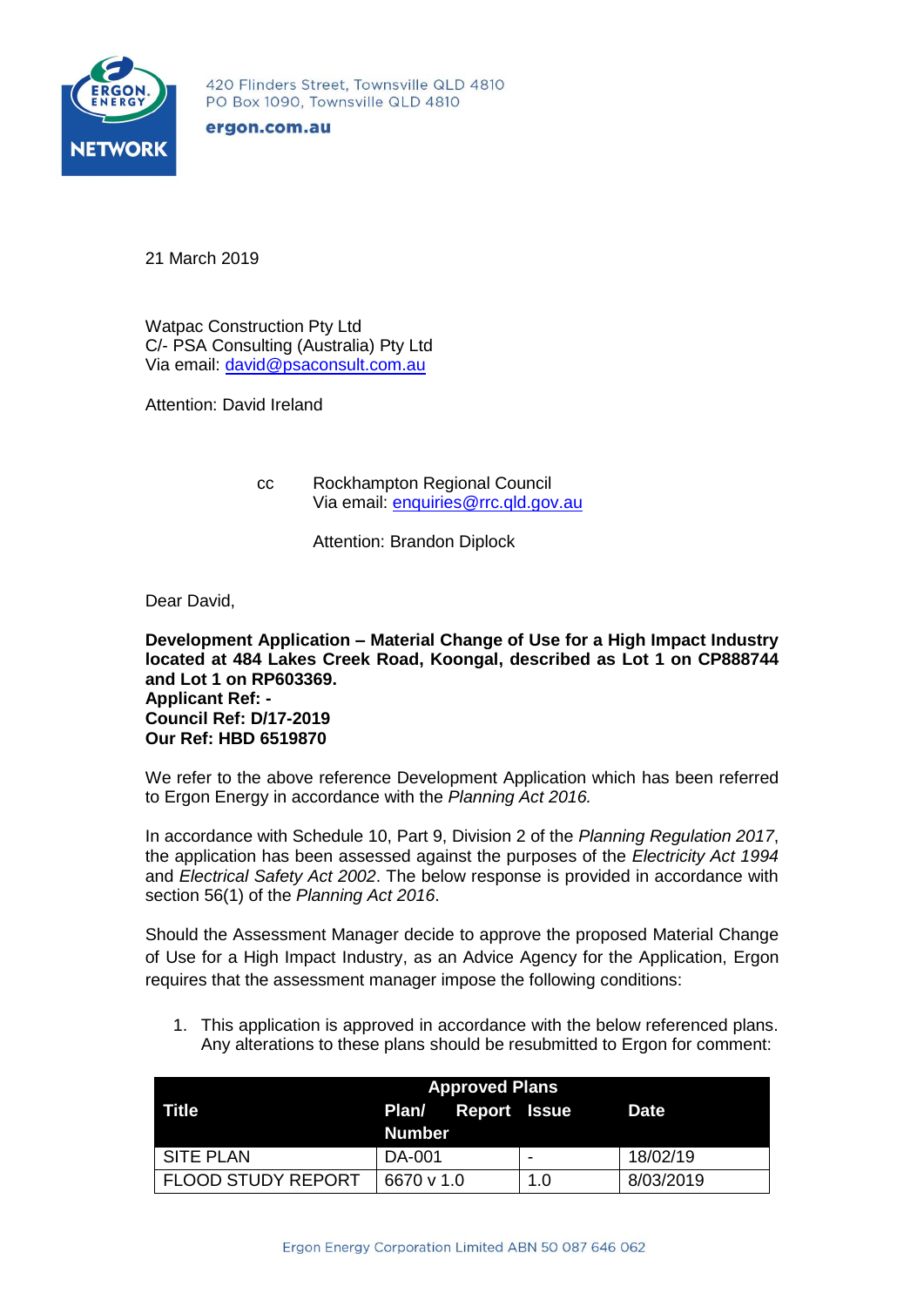420 Flinders Street, Townsville QLD 4810
PO Box 1090, Townsville QLD 4810

**ergon.com.au**

21 March 2019

Watpac Construction Pty Ltd
C/- PSA Consulting (Australia) Pty Ltd
Via email: david@psaconsult.com.au

Attention: David Ireland

cc Rockhampton Regional Council
Via email: enquiries@rrc.qld.gov.au

Attention: Brandon Diplock

Dear David,

**Development Application – Material Change of Use for a High Impact Industry located at 484 Lakes Creek Road, Koongal, described as Lot 1 on CP888744 and Lot 1 on RP603369.**
**Applicant Ref: -**
**Council Ref: D/17-2019**
**Our Ref: HBD 6519870**

We refer to the above reference Development Application which has been referred to Ergon Energy in accordance with the *Planning Act 2016.*

In accordance with Schedule 10, Part 9, Division 2 of the *Planning Regulation 2017*, the application has been assessed against the purposes of the *Electricity Act 1994* and *Electrical Safety Act 2002*. The below response is provided in accordance with section 56(1) of the *Planning Act 2016*.

Should the Assessment Manager decide to approve the proposed Material Change of Use for a High Impact Industry, as an Advice Agency for the Application, Ergon requires that the assessment manager impose the following conditions:

1. This application is approved in accordance with the below referenced plans. Any alterations to these plans should be resubmitted to Ergon for comment:

| Approved Plans | | | |
|---|---|---|---|
| **Title** | **Plan/ Report Number** | **Issue** | **Date** |
| SITE PLAN | DA-001 | - | 18/02/19 |
| FLOOD STUDY REPORT | 6670 v 1.0 | 1.0 | 8/03/2019 |

Ergon Energy Corporation Limited ABN 50 087 646 062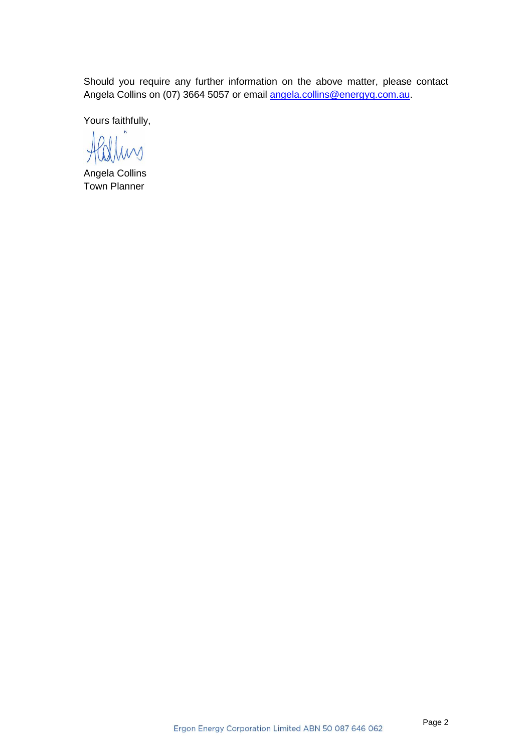Should you require any further information on the above matter, please contact Angela Collins on (07) 3664 5057 or email angela.collins@energyq.com.au.

Yours faithfully,

Angela Collins
Town Planner